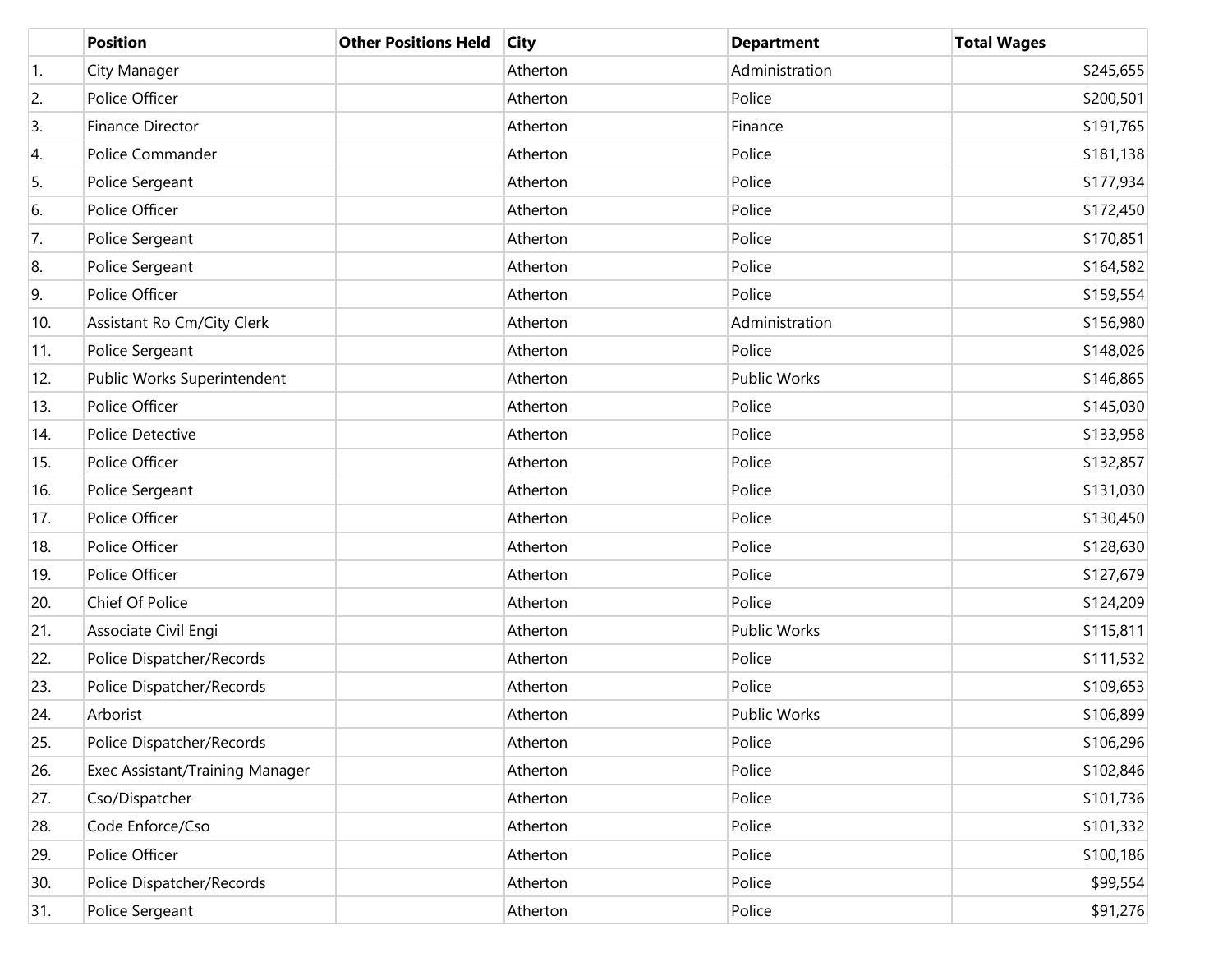| | Position | Other Positions Held | City | Department | Total Wages |
|---|---|---|---|---|---|
| 1. | City Manager | | Atherton | Administration | $245,655 |
| 2. | Police Officer | | Atherton | Police | $200,501 |
| 3. | Finance Director | | Atherton | Finance | $191,765 |
| 4. | Police Commander | | Atherton | Police | $181,138 |
| 5. | Police Sergeant | | Atherton | Police | $177,934 |
| 6. | Police Officer | | Atherton | Police | $172,450 |
| 7. | Police Sergeant | | Atherton | Police | $170,851 |
| 8. | Police Sergeant | | Atherton | Police | $164,582 |
| 9. | Police Officer | | Atherton | Police | $159,554 |
| 10. | Assistant Ro Cm/City Clerk | | Atherton | Administration | $156,980 |
| 11. | Police Sergeant | | Atherton | Police | $148,026 |
| 12. | Public Works Superintendent | | Atherton | Public Works | $146,865 |
| 13. | Police Officer | | Atherton | Police | $145,030 |
| 14. | Police Detective | | Atherton | Police | $133,958 |
| 15. | Police Officer | | Atherton | Police | $132,857 |
| 16. | Police Sergeant | | Atherton | Police | $131,030 |
| 17. | Police Officer | | Atherton | Police | $130,450 |
| 18. | Police Officer | | Atherton | Police | $128,630 |
| 19. | Police Officer | | Atherton | Police | $127,679 |
| 20. | Chief Of Police | | Atherton | Police | $124,209 |
| 21. | Associate Civil Engi | | Atherton | Public Works | $115,811 |
| 22. | Police Dispatcher/Records | | Atherton | Police | $111,532 |
| 23. | Police Dispatcher/Records | | Atherton | Police | $109,653 |
| 24. | Arborist | | Atherton | Public Works | $106,899 |
| 25. | Police Dispatcher/Records | | Atherton | Police | $106,296 |
| 26. | Exec Assistant/Training Manager | | Atherton | Police | $102,846 |
| 27. | Cso/Dispatcher | | Atherton | Police | $101,736 |
| 28. | Code Enforce/Cso | | Atherton | Police | $101,332 |
| 29. | Police Officer | | Atherton | Police | $100,186 |
| 30. | Police Dispatcher/Records | | Atherton | Police | $99,554 |
| 31. | Police Sergeant | | Atherton | Police | $91,276 |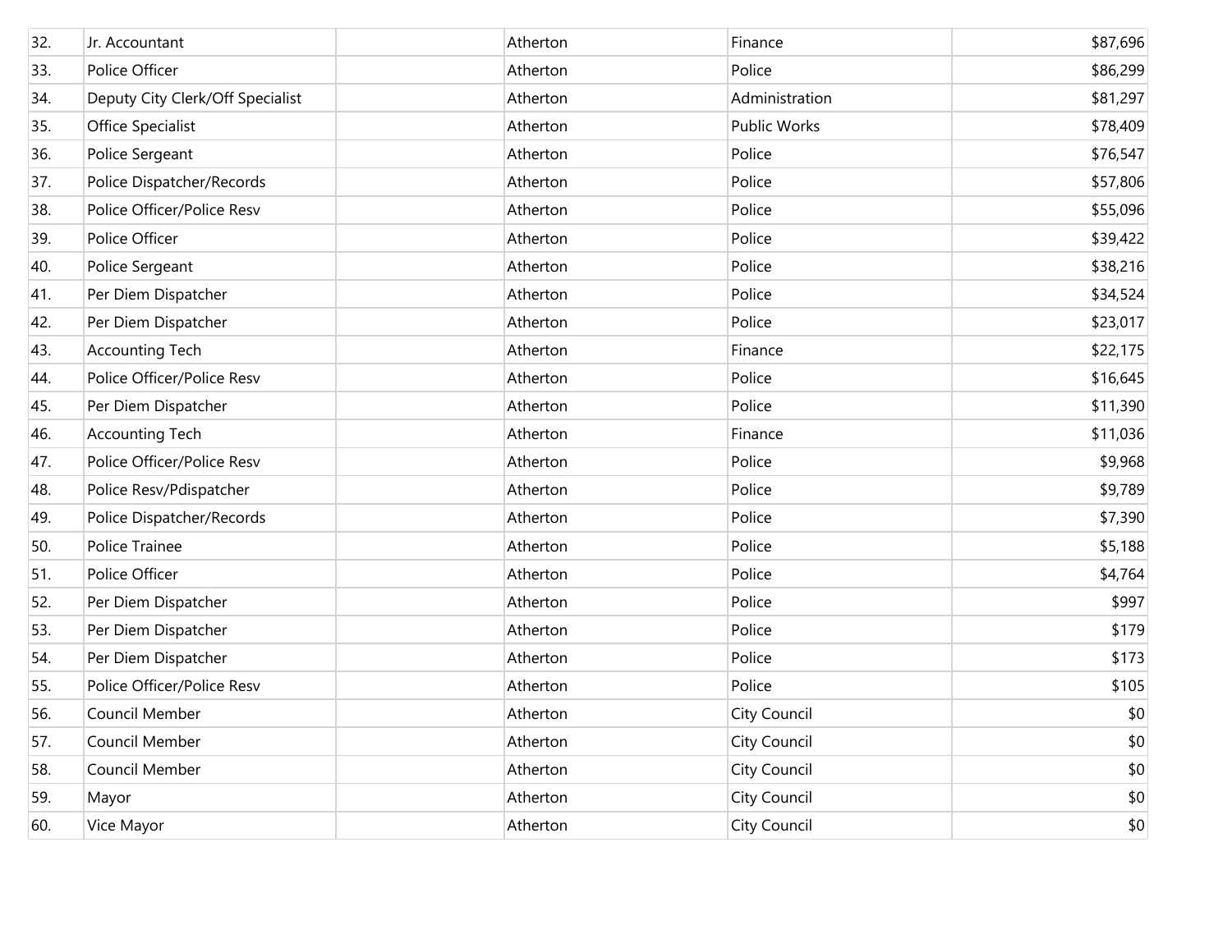| | | | | | |
|---|---|---|---|---|---|
| 32. | Jr. Accountant | | Atherton | Finance | $87,696 |
| 33. | Police Officer | | Atherton | Police | $86,299 |
| 34. | Deputy City Clerk/Off Specialist | | Atherton | Administration | $81,297 |
| 35. | Office Specialist | | Atherton | Public Works | $78,409 |
| 36. | Police Sergeant | | Atherton | Police | $76,547 |
| 37. | Police Dispatcher/Records | | Atherton | Police | $57,806 |
| 38. | Police Officer/Police Resv | | Atherton | Police | $55,096 |
| 39. | Police Officer | | Atherton | Police | $39,422 |
| 40. | Police Sergeant | | Atherton | Police | $38,216 |
| 41. | Per Diem Dispatcher | | Atherton | Police | $34,524 |
| 42. | Per Diem Dispatcher | | Atherton | Police | $23,017 |
| 43. | Accounting Tech | | Atherton | Finance | $22,175 |
| 44. | Police Officer/Police Resv | | Atherton | Police | $16,645 |
| 45. | Per Diem Dispatcher | | Atherton | Police | $11,390 |
| 46. | Accounting Tech | | Atherton | Finance | $11,036 |
| 47. | Police Officer/Police Resv | | Atherton | Police | $9,968 |
| 48. | Police Resv/Pdispatcher | | Atherton | Police | $9,789 |
| 49. | Police Dispatcher/Records | | Atherton | Police | $7,390 |
| 50. | Police Trainee | | Atherton | Police | $5,188 |
| 51. | Police Officer | | Atherton | Police | $4,764 |
| 52. | Per Diem Dispatcher | | Atherton | Police | $997 |
| 53. | Per Diem Dispatcher | | Atherton | Police | $179 |
| 54. | Per Diem Dispatcher | | Atherton | Police | $173 |
| 55. | Police Officer/Police Resv | | Atherton | Police | $105 |
| 56. | Council Member | | Atherton | City Council | $0 |
| 57. | Council Member | | Atherton | City Council | $0 |
| 58. | Council Member | | Atherton | City Council | $0 |
| 59. | Mayor | | Atherton | City Council | $0 |
| 60. | Vice Mayor | | Atherton | City Council | $0 |